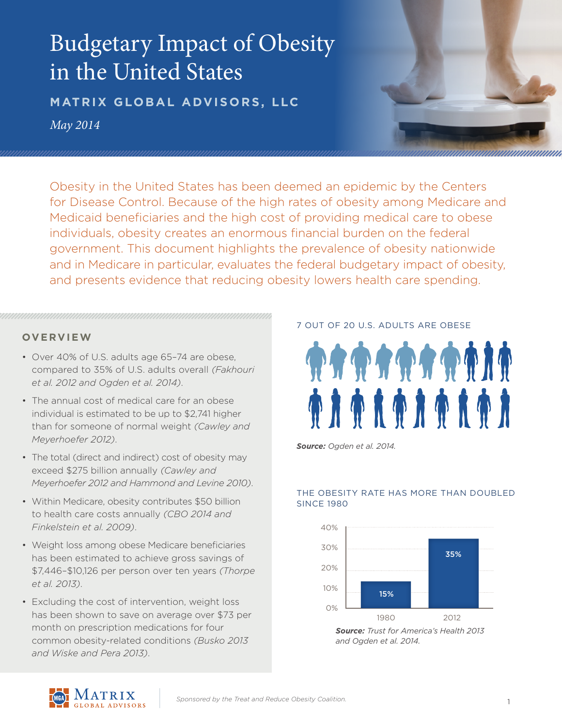# Budgetary Impact of Obesity in the United States

**MATRIX GLOBAL ADVISORS, LLC**

*May 2014*

Obesity in the United States has been deemed an epidemic by the Centers for Disease Control. Because of the high rates of obesity among Medicare and Medicaid beneficiaries and the high cost of providing medical care to obese individuals, obesity creates an enormous financial burden on the federal government. This document highlights the prevalence of obesity nationwide and in Medicare in particular, evaluates the federal budgetary impact of obesity, and presents evidence that reducing obesity lowers health care spending.

## OVERVIEW

- Over 40% of U.S. adults age 65–74 are obese, compared to 35% of U.S. adults overall *(Fakhouri et al. 2012 and Ogden et al. 2014)*.
- The annual cost of medical care for an obese individual is estimated to be up to $2,741 higher than for someone of normal weight *(Cawley and Meyerhoefer 2012)*.
- The total (direct and indirect) cost of obesity may exceed $275 billion annually *(Cawley and Meyerhoefer 2012 and Hammond and Levine 2010)*.
- Within Medicare, obesity contributes $50 billion to health care costs annually *(CBO 2014 and Finkelstein et al. 2009)*.
- Weight loss among obese Medicare beneficiaries has been estimated to achieve gross savings of $7,446–$10,126 per person over ten years *(Thorpe et al. 2013)*.
- Excluding the cost of intervention, weight loss has been shown to save on average over $73 per month on prescription medications for four common obesity-related conditions *(Busko 2013 and Wiske and Pera 2013)*.

7 OUT OF 20 U.S. ADULTS ARE OBESE

**Source:** *Ogden et al. 2014.*

THE OBESITY RATE HAS MORE THAN DOUBLED SINCE 1980

| Year | Obesity rate |
| --- | --- |
| 1980 | 15% |
| 2012 | 35% |

**Source:** *Trust for America's Health 2013 and Ogden et al. 2014.*

*Sponsored by the Treat and Reduce Obesity Coalition.*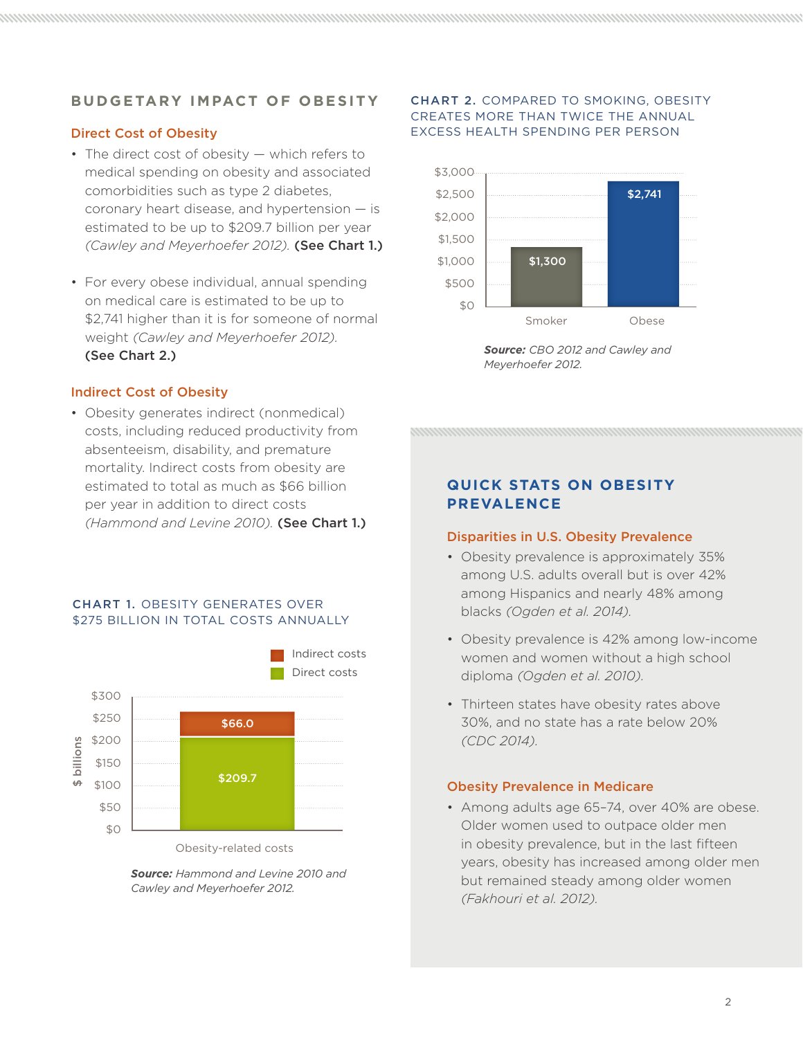## BUDGETARY IMPACT OF OBESITY

### Direct Cost of Obesity

- The direct cost of obesity — which refers to medical spending on obesity and associated comorbidities such as type 2 diabetes, coronary heart disease, and hypertension — is estimated to be up to $209.7 billion per year *(Cawley and Meyerhoefer 2012).* **(See Chart 1.)**

- For every obese individual, annual spending on medical care is estimated to be up to $2,741 higher than it is for someone of normal weight *(Cawley and Meyerhoefer 2012).* **(See Chart 2.)**

### Indirect Cost of Obesity

- Obesity generates indirect (nonmedical) costs, including reduced productivity from absenteeism, disability, and premature mortality. Indirect costs from obesity are estimated to total as much as $66 billion per year in addition to direct costs *(Hammond and Levine 2010).* **(See Chart 1.)**

**CHART 1.** OBESITY GENERATES OVER $275 BILLION IN TOTAL COSTS ANNUALLY

| Obesity-related costs ($ billions) | |
|---|---|
| Indirect costs | $66.0 |
| Direct costs | $209.7 |

***Source:*** *Hammond and Levine 2010 and Cawley and Meyerhoefer 2012.*

**CHART 2.** COMPARED TO SMOKING, OBESITY CREATES MORE THAN TWICE THE ANNUAL EXCESS HEALTH SPENDING PER PERSON

| | Annual excess health spending per person |
|---|---|
| Smoker | $1,300 |
| Obese | $2,741 |

***Source:*** *CBO 2012 and Cawley and Meyerhoefer 2012.*

## QUICK STATS ON OBESITY PREVALENCE

### Disparities in U.S. Obesity Prevalence

- Obesity prevalence is approximately 35% among U.S. adults overall but is over 42% among Hispanics and nearly 48% among blacks *(Ogden et al. 2014).*

- Obesity prevalence is 42% among low-income women and women without a high school diploma *(Ogden et al. 2010).*

- Thirteen states have obesity rates above 30%, and no state has a rate below 20% *(CDC 2014).*

### Obesity Prevalence in Medicare

- Among adults age 65–74, over 40% are obese. Older women used to outpace older men in obesity prevalence, but in the last fifteen years, obesity has increased among older men but remained steady among older women *(Fakhouri et al. 2012).*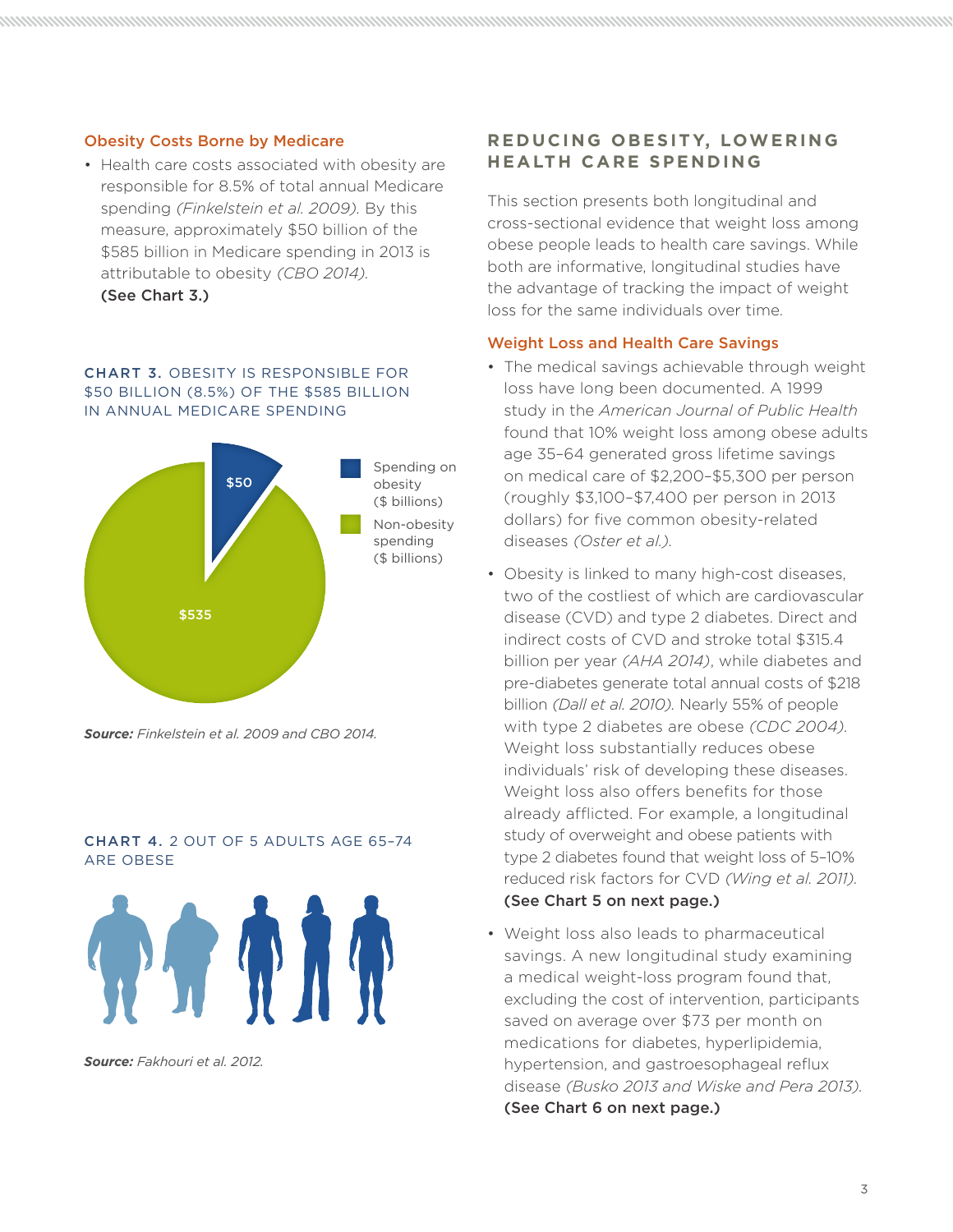### Obesity Costs Borne by Medicare

- Health care costs associated with obesity are responsible for 8.5% of total annual Medicare spending *(Finkelstein et al. 2009)*. By this measure, approximately $50 billion of the $585 billion in Medicare spending in 2013 is attributable to obesity *(CBO 2014)*. **(See Chart 3.)**

**CHART 3.** OBESITY IS RESPONSIBLE FOR $50 BILLION (8.5%) OF THE $585 BILLION IN ANNUAL MEDICARE SPENDING

| | $ billions |
|---|---|
| Spending on obesity | $50 |
| Non-obesity spending | $535 |

***Source:*** *Finkelstein et al. 2009 and CBO 2014.*

**CHART 4.** 2 OUT OF 5 ADULTS AGE 65–74 ARE OBESE

***Source:*** *Fakhouri et al. 2012.*

## REDUCING OBESITY, LOWERING HEALTH CARE SPENDING

This section presents both longitudinal and cross-sectional evidence that weight loss among obese people leads to health care savings. While both are informative, longitudinal studies have the advantage of tracking the impact of weight loss for the same individuals over time.

### Weight Loss and Health Care Savings

- The medical savings achievable through weight loss have long been documented. A 1999 study in the *American Journal of Public Health* found that 10% weight loss among obese adults age 35–64 generated gross lifetime savings on medical care of $2,200–$5,300 per person (roughly $3,100–$7,400 per person in 2013 dollars) for five common obesity-related diseases *(Oster et al.)*.
- Obesity is linked to many high-cost diseases, two of the costliest of which are cardiovascular disease (CVD) and type 2 diabetes. Direct and indirect costs of CVD and stroke total $315.4 billion per year *(AHA 2014)*, while diabetes and pre-diabetes generate total annual costs of $218 billion *(Dall et al. 2010)*. Nearly 55% of people with type 2 diabetes are obese *(CDC 2004)*. Weight loss substantially reduces obese individuals' risk of developing these diseases. Weight loss also offers benefits for those already afflicted. For example, a longitudinal study of overweight and obese patients with type 2 diabetes found that weight loss of 5–10% reduced risk factors for CVD *(Wing et al. 2011)*. **(See Chart 5 on next page.)**
- Weight loss also leads to pharmaceutical savings. A new longitudinal study examining a medical weight-loss program found that, excluding the cost of intervention, participants saved on average over $73 per month on medications for diabetes, hyperlipidemia, hypertension, and gastroesophageal reflux disease *(Busko 2013 and Wiske and Pera 2013)*. **(See Chart 6 on next page.)**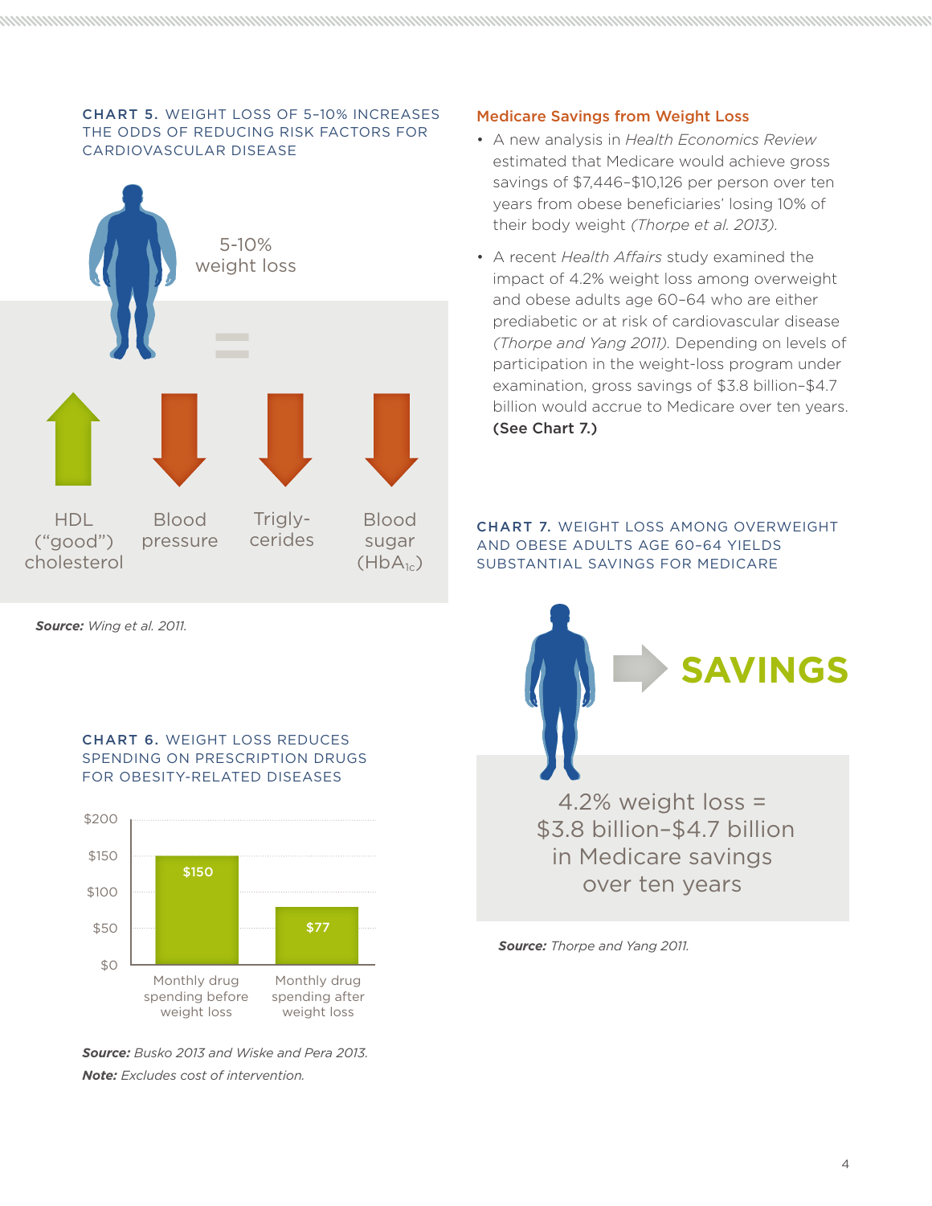**CHART 5.** WEIGHT LOSS OF 5–10% INCREASES THE ODDS OF REDUCING RISK FACTORS FOR CARDIOVASCULAR DISEASE

5-10% weight loss

=

HDL (“good”) cholesterol ↑

Blood pressure ↓

Trigly-cerides ↓

Blood sugar ($HbA_{1c}$) ↓

***Source:*** *Wing et al. 2011.*

**CHART 6.** WEIGHT LOSS REDUCES SPENDING ON PRESCRIPTION DRUGS FOR OBESITY-RELATED DISEASES

| | Spending |
|---|---|
| Monthly drug spending before weight loss | $150 |
| Monthly drug spending after weight loss | $77 |

***Source:*** *Busko 2013 and Wiske and Pera 2013.*

***Note:*** *Excludes cost of intervention.*

## Medicare Savings from Weight Loss

- A new analysis in *Health Economics Review* estimated that Medicare would achieve gross savings of $7,446–$10,126 per person over ten years from obese beneficiaries' losing 10% of their body weight *(Thorpe et al. 2013)*.
- A recent *Health Affairs* study examined the impact of 4.2% weight loss among overweight and obese adults age 60–64 who are either prediabetic or at risk of cardiovascular disease *(Thorpe and Yang 2011)*. Depending on levels of participation in the weight-loss program under examination, gross savings of $3.8 billion–$4.7 billion would accrue to Medicare over ten years. **(See Chart 7.)**

**CHART 7.** WEIGHT LOSS AMONG OVERWEIGHT AND OBESE ADULTS AGE 60–64 YIELDS SUBSTANTIAL SAVINGS FOR MEDICARE

SAVINGS

4.2% weight loss = $3.8 billion–$4.7 billion in Medicare savings over ten years

***Source:*** *Thorpe and Yang 2011.*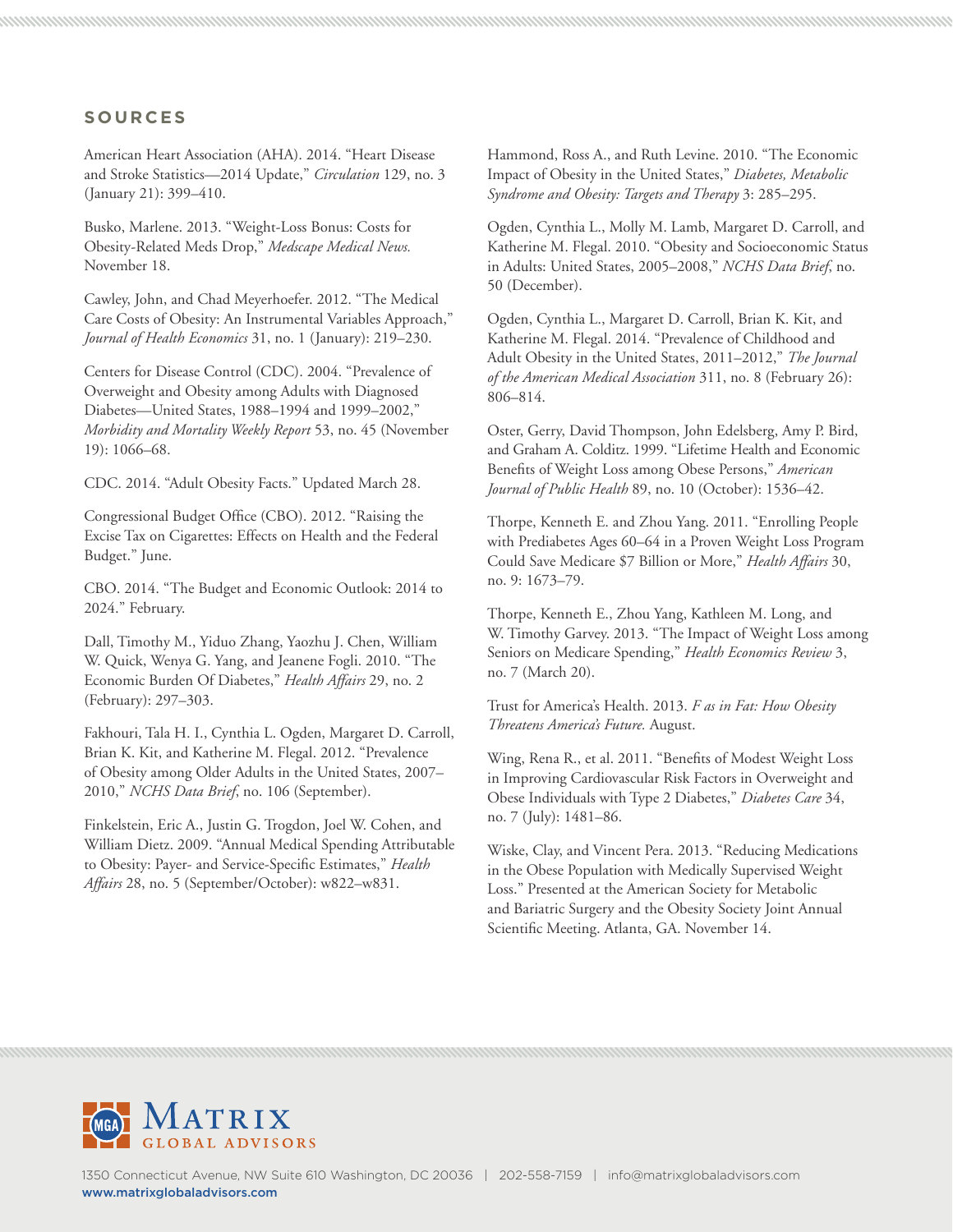## SOURCES

American Heart Association (AHA). 2014. "Heart Disease and Stroke Statistics—2014 Update," *Circulation* 129, no. 3 (January 21): 399–410.

Busko, Marlene. 2013. "Weight-Loss Bonus: Costs for Obesity-Related Meds Drop," *Medscape Medical News.* November 18.

Cawley, John, and Chad Meyerhoefer. 2012. "The Medical Care Costs of Obesity: An Instrumental Variables Approach," *Journal of Health Economics* 31, no. 1 (January): 219–230.

Centers for Disease Control (CDC). 2004. "Prevalence of Overweight and Obesity among Adults with Diagnosed Diabetes—United States, 1988–1994 and 1999–2002," *Morbidity and Mortality Weekly Report* 53, no. 45 (November 19): 1066–68.

CDC. 2014. "Adult Obesity Facts." Updated March 28.

Congressional Budget Office (CBO). 2012. "Raising the Excise Tax on Cigarettes: Effects on Health and the Federal Budget." June.

CBO. 2014. "The Budget and Economic Outlook: 2014 to 2024." February.

Dall, Timothy M., Yiduo Zhang, Yaozhu J. Chen, William W. Quick, Wenya G. Yang, and Jeanene Fogli. 2010. "The Economic Burden Of Diabetes," *Health Affairs* 29, no. 2 (February): 297–303.

Fakhouri, Tala H. I., Cynthia L. Ogden, Margaret D. Carroll, Brian K. Kit, and Katherine M. Flegal. 2012. "Prevalence of Obesity among Older Adults in the United States, 2007–2010," *NCHS Data Brief*, no. 106 (September).

Finkelstein, Eric A., Justin G. Trogdon, Joel W. Cohen, and William Dietz. 2009. "Annual Medical Spending Attributable to Obesity: Payer- and Service-Specific Estimates," *Health Affairs* 28, no. 5 (September/October): w822–w831.

Hammond, Ross A., and Ruth Levine. 2010. "The Economic Impact of Obesity in the United States," *Diabetes, Metabolic Syndrome and Obesity: Targets and Therapy* 3: 285–295.

Ogden, Cynthia L., Molly M. Lamb, Margaret D. Carroll, and Katherine M. Flegal. 2010. "Obesity and Socioeconomic Status in Adults: United States, 2005–2008," *NCHS Data Brief*, no. 50 (December).

Ogden, Cynthia L., Margaret D. Carroll, Brian K. Kit, and Katherine M. Flegal. 2014. "Prevalence of Childhood and Adult Obesity in the United States, 2011–2012," *The Journal of the American Medical Association* 311, no. 8 (February 26): 806–814.

Oster, Gerry, David Thompson, John Edelsberg, Amy P. Bird, and Graham A. Colditz. 1999. "Lifetime Health and Economic Benefits of Weight Loss among Obese Persons," *American Journal of Public Health* 89, no. 10 (October): 1536–42.

Thorpe, Kenneth E. and Zhou Yang. 2011. "Enrolling People with Prediabetes Ages 60–64 in a Proven Weight Loss Program Could Save Medicare $7 Billion or More," *Health Affairs* 30, no. 9: 1673–79.

Thorpe, Kenneth E., Zhou Yang, Kathleen M. Long, and W. Timothy Garvey. 2013. "The Impact of Weight Loss among Seniors on Medicare Spending," *Health Economics Review* 3, no. 7 (March 20).

Trust for America's Health. 2013. *F as in Fat: How Obesity Threatens America's Future.* August.

Wing, Rena R., et al. 2011. "Benefits of Modest Weight Loss in Improving Cardiovascular Risk Factors in Overweight and Obese Individuals with Type 2 Diabetes," *Diabetes Care* 34, no. 7 (July): 1481–86.

Wiske, Clay, and Vincent Pera. 2013. "Reducing Medications in the Obese Population with Medically Supervised Weight Loss." Presented at the American Society for Metabolic and Bariatric Surgery and the Obesity Society Joint Annual Scientific Meeting. Atlanta, GA. November 14.

MGA Matrix Global Advisors

1350 Connecticut Avenue, NW Suite 610 Washington, DC 20036 | 202-558-7159 | info@matrixglobaladvisors.com
www.matrixglobaladvisors.com